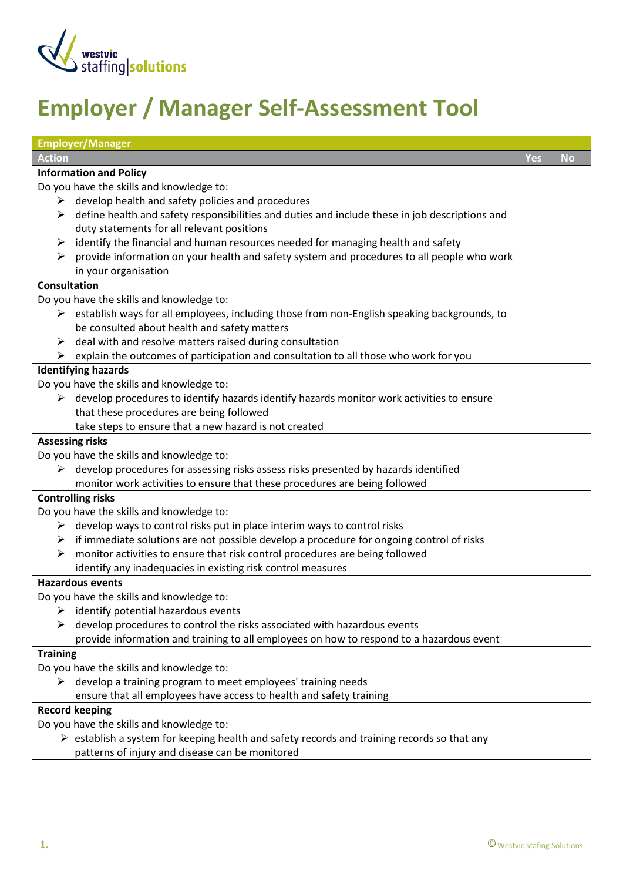# Employer / Manager Self-Assessment Tool

| Employer/Manager | | |
|---|---|---|
| **Action** | **Yes** | **No** |
| **Information and Policy**<br>Do you have the skills and knowledge to:<br>➢ develop health and safety policies and procedures<br>➢ define health and safety responsibilities and duties and include these in job descriptions and duty statements for all relevant positions<br>➢ identify the financial and human resources needed for managing health and safety<br>➢ provide information on your health and safety system and procedures to all people who work in your organisation | | |
| **Consultation**<br>Do you have the skills and knowledge to:<br>➢ establish ways for all employees, including those from non-English speaking backgrounds, to be consulted about health and safety matters<br>➢ deal with and resolve matters raised during consultation<br>➢ explain the outcomes of participation and consultation to all those who work for you | | |
| **Identifying hazards**<br>Do you have the skills and knowledge to:<br>➢ develop procedures to identify hazards identify hazards monitor work activities to ensure that these procedures are being followed<br>take steps to ensure that a new hazard is not created | | |
| **Assessing risks**<br>Do you have the skills and knowledge to:<br>➢ develop procedures for assessing risks assess risks presented by hazards identified monitor work activities to ensure that these procedures are being followed | | |
| **Controlling risks**<br>Do you have the skills and knowledge to:<br>➢ develop ways to control risks put in place interim ways to control risks<br>➢ if immediate solutions are not possible develop a procedure for ongoing control of risks<br>➢ monitor activities to ensure that risk control procedures are being followed<br>identify any inadequacies in existing risk control measures | | |
| **Hazardous events**<br>Do you have the skills and knowledge to:<br>➢ identify potential hazardous events<br>➢ develop procedures to control the risks associated with hazardous events<br>provide information and training to all employees on how to respond to a hazardous event | | |
| **Training**<br>Do you have the skills and knowledge to:<br>➢ develop a training program to meet employees' training needs<br>ensure that all employees have access to health and safety training | | |
| **Record keeping**<br>Do you have the skills and knowledge to:<br>➢ establish a system for keeping health and safety records and training records so that any patterns of injury and disease can be monitored | | |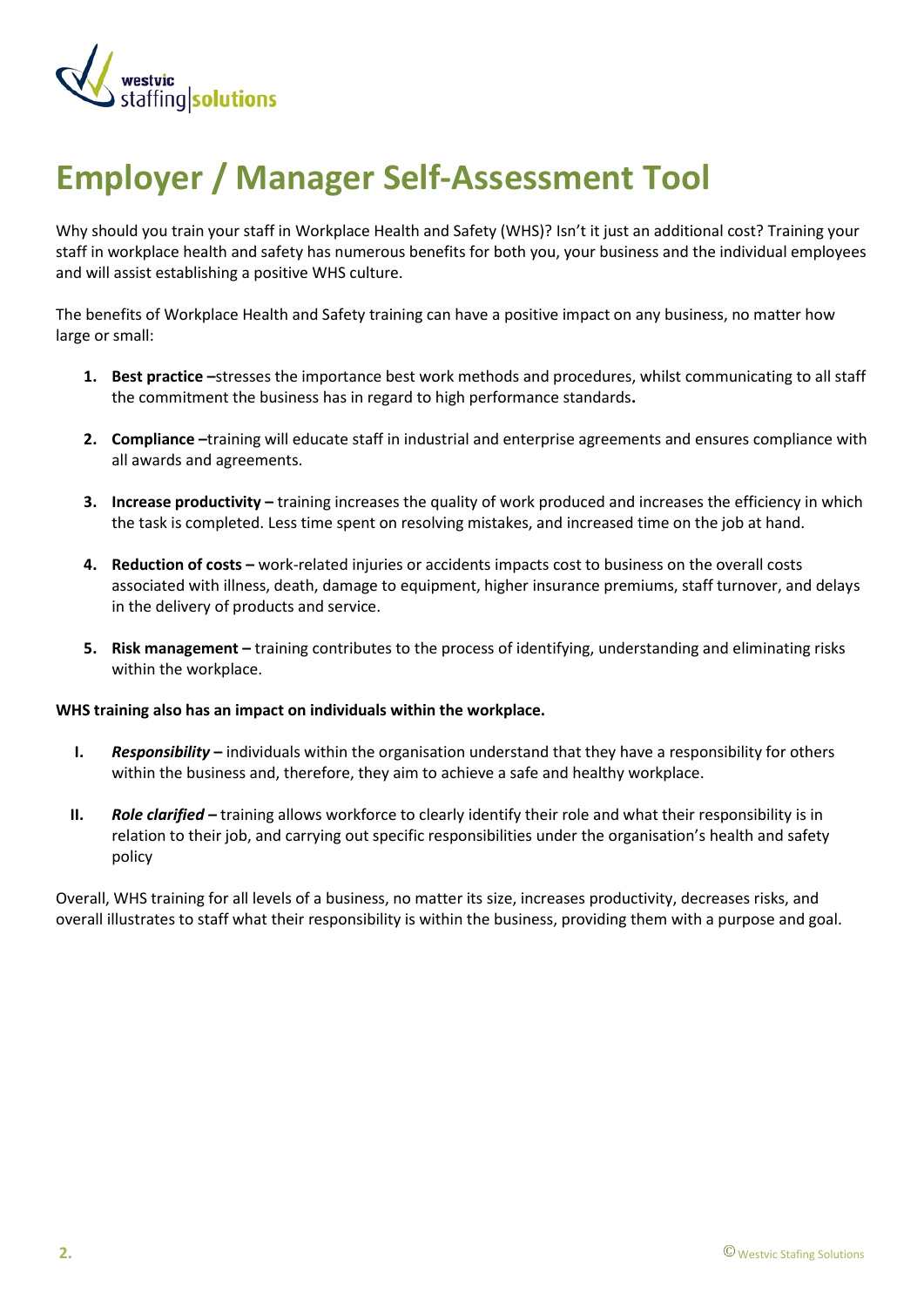# Employer / Manager Self-Assessment Tool

Why should you train your staff in Workplace Health and Safety (WHS)? Isn't it just an additional cost? Training your staff in workplace health and safety has numerous benefits for both you, your business and the individual employees and will assist establishing a positive WHS culture.

The benefits of Workplace Health and Safety training can have a positive impact on any business, no matter how large or small:

1. **Best practice –**stresses the importance best work methods and procedures, whilst communicating to all staff the commitment the business has in regard to high performance standards**.**

2. **Compliance –**training will educate staff in industrial and enterprise agreements and ensures compliance with all awards and agreements.

3. **Increase productivity –** training increases the quality of work produced and increases the efficiency in which the task is completed. Less time spent on resolving mistakes, and increased time on the job at hand.

4. **Reduction of costs –** work-related injuries or accidents impacts cost to business on the overall costs associated with illness, death, damage to equipment, higher insurance premiums, staff turnover, and delays in the delivery of products and service.

5. **Risk management –** training contributes to the process of identifying, understanding and eliminating risks within the workplace.

**WHS training also has an impact on individuals within the workplace.**

I. ***Responsibility –*** individuals within the organisation understand that they have a responsibility for others within the business and, therefore, they aim to achieve a safe and healthy workplace.

II. ***Role clarified –*** training allows workforce to clearly identify their role and what their responsibility is in relation to their job, and carrying out specific responsibilities under the organisation's health and safety policy

Overall, WHS training for all levels of a business, no matter its size, increases productivity, decreases risks, and overall illustrates to staff what their responsibility is within the business, providing them with a purpose and goal.